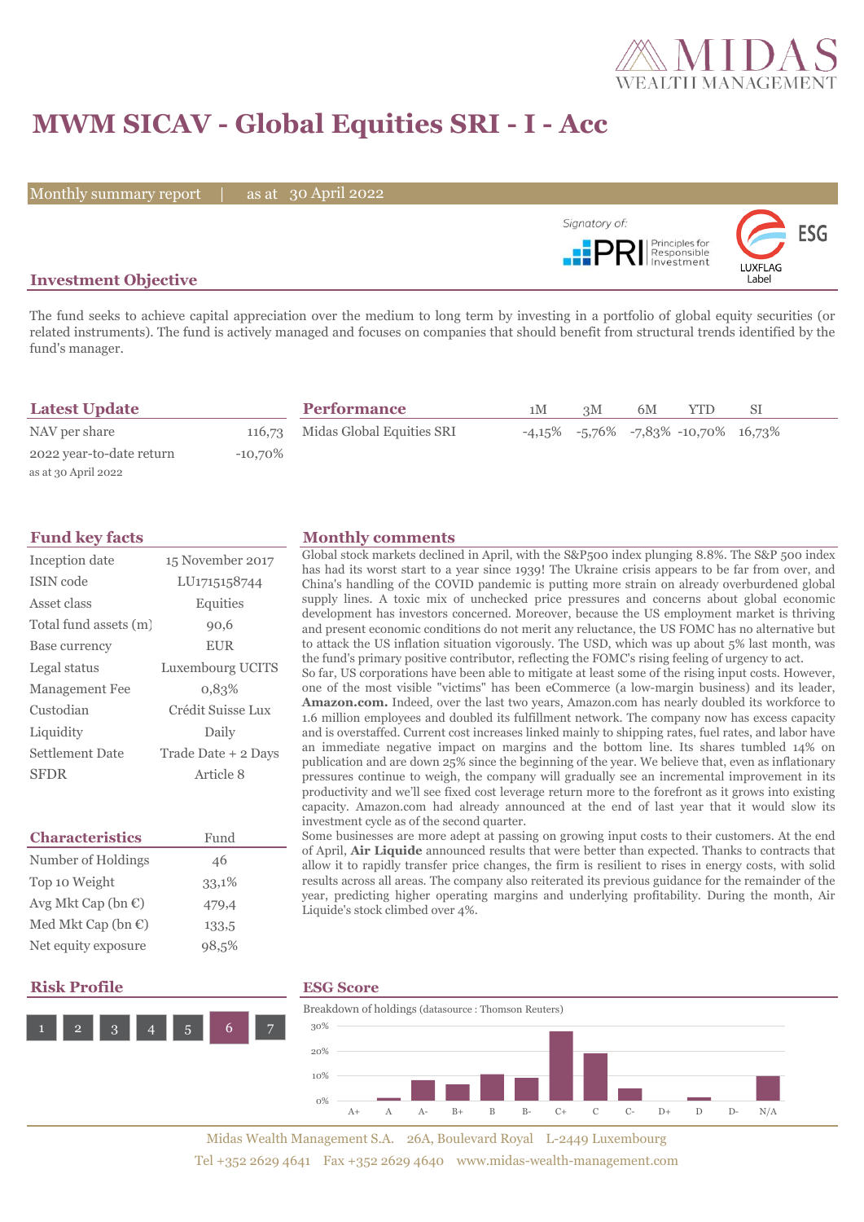# MWM SICAV - Global Equities SRI - I - Acc

Monthly summary report | as at 30 April 2022

Signatory of: PRI Principles for Responsible Investment

ESG LUXFLAG Label

## Investment Objective

The fund seeks to achieve capital appreciation over the medium to long term by investing in a portfolio of global equity securities (or related instruments). The fund is actively managed and focuses on companies that should benefit from structural trends identified by the fund's manager.

## Latest Update

| | |
|---|---|
| NAV per share | 116,73 |
| 2022 year-to-date return | -10,70% |

as at 30 April 2022

## Performance

| | 1M | 3M | 6M | YTD | SI |
|---|---|---|---|---|---|
| Midas Global Equities SRI | -4,15% | -5,76% | -7,83% | -10,70% | 16,73% |

## Fund key facts

| | |
|---|---|
| Inception date | 15 November 2017 |
| ISIN code | LU1715158744 |
| Asset class | Equities |
| Total fund assets (m) | 90,6 |
| Base currency | EUR |
| Legal status | Luxembourg UCITS |
| Management Fee | 0,83% |
| Custodian | Crédit Suisse Lux |
| Liquidity | Daily |
| Settlement Date | Trade Date + 2 Days |
| SFDR | Article 8 |

## Characteristics

| Characteristics | Fund |
|---|---|
| Number of Holdings | 46 |
| Top 10 Weight | 33,1% |
| Avg Mkt Cap (bn €) | 479,4 |
| Med Mkt Cap (bn €) | 133,5 |
| Net equity exposure | 98,5% |

## Monthly comments

Global stock markets declined in April, with the S&P500 index plunging 8.8%. The S&P 500 index has had its worst start to a year since 1939! The Ukraine crisis appears to be far from over, and China's handling of the COVID pandemic is putting more strain on already overburdened global supply lines. A toxic mix of unchecked price pressures and concerns about global economic development has investors concerned. Moreover, because the US employment market is thriving and present economic conditions do not merit any reluctance, the US FOMC has no alternative but to attack the US inflation situation vigorously. The USD, which was up about 5% last month, was the fund's primary positive contributor, reflecting the FOMC's rising feeling of urgency to act.

So far, US corporations have been able to mitigate at least some of the rising input costs. However, one of the most visible "victims" has been eCommerce (a low-margin business) and its leader, **Amazon.com.** Indeed, over the last two years, Amazon.com has nearly doubled its workforce to 1.6 million employees and doubled its fulfillment network. The company now has excess capacity and is overstaffed. Current cost increases linked mainly to shipping rates, fuel rates, and labor have an immediate negative impact on margins and the bottom line. Its shares tumbled 14% on publication and are down 25% since the beginning of the year. We believe that, even as inflationary pressures continue to weigh, the company will gradually see an incremental improvement in its productivity and we'll see fixed cost leverage return more to the forefront as it grows into existing capacity. Amazon.com had already announced at the end of last year that it would slow its investment cycle as of the second quarter.

Some businesses are more adept at passing on growing input costs to their customers. At the end of April, **Air Liquide** announced results that were better than expected. Thanks to contracts that allow it to rapidly transfer price changes, the firm is resilient to rises in energy costs, with solid results across all areas. The company also reiterated its previous guidance for the remainder of the year, predicting higher operating margins and underlying profitability. During the month, Air Liquide's stock climbed over 4%.

## Risk Profile

1 | 2 | 3 | 4 | 5 | **6** | 7

## ESG Score

Breakdown of holdings (datasource : Thomson Reuters)

| A+ | A | A- | B+ | B | B- | C+ | C | C- | D+ | D | D- | N/A |
|---|---|---|---|---|---|---|---|---|---|---|---|---|
| 0% | ~1% | ~8% | ~6% | ~10% | ~9% | ~28% | ~19% | ~5% | 0% | ~1% | 0% | ~10% |

Midas Wealth Management S.A. 26A, Boulevard Royal L-2449 Luxembourg
Tel +352 2629 4641 Fax +352 2629 4640 www.midas-wealth-management.com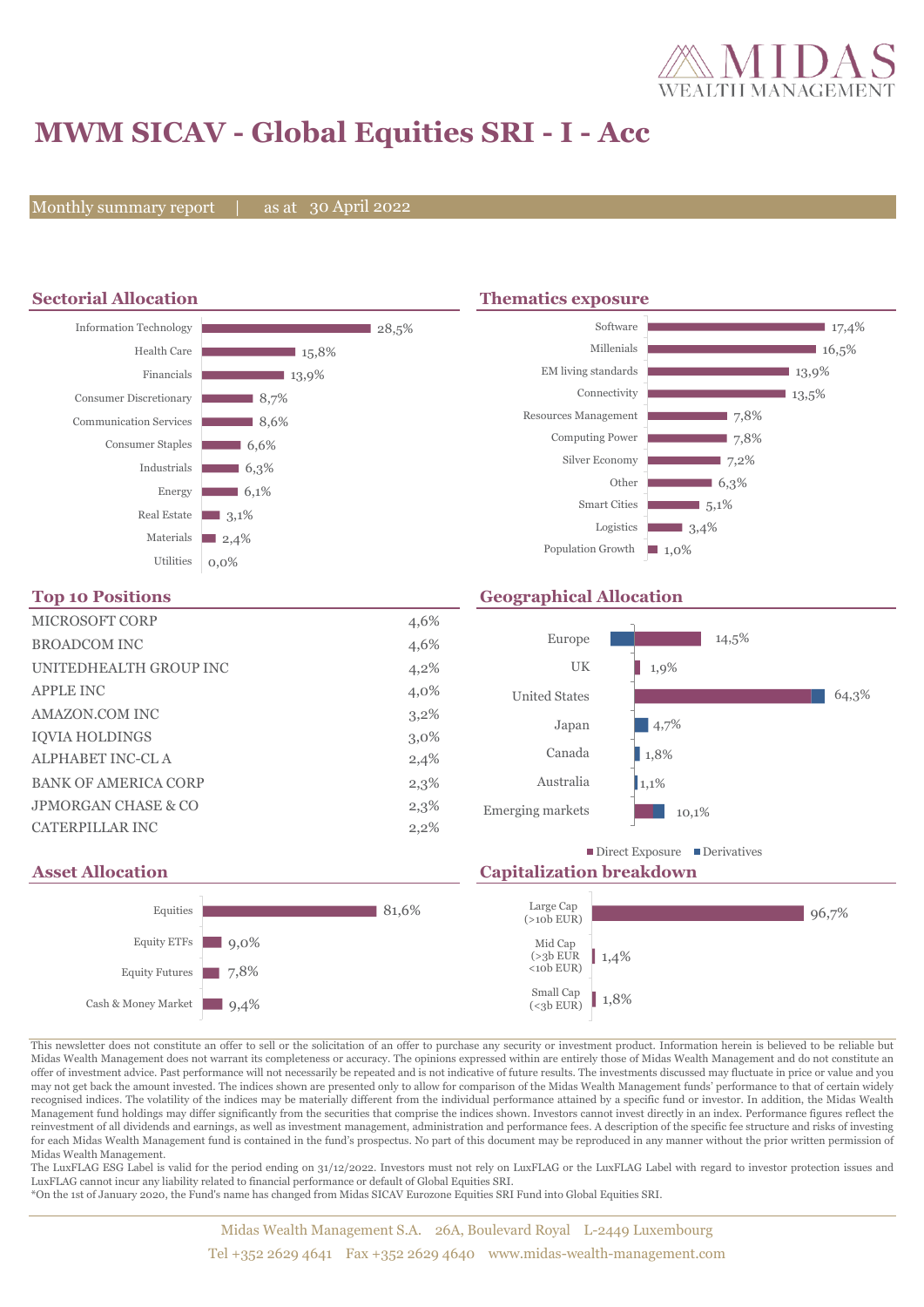# MWM SICAV - Global Equities SRI - I - Acc

Monthly summary report | as at 30 April 2022

## Sectorial Allocation

Information Technology 28,5%
Health Care 15,8%
Financials 13,9%
Consumer Discretionary 8,7%
Communication Services 8,6%
Consumer Staples 6,6%
Industrials 6,3%
Energy 6,1%
Real Estate 3,1%
Materials 2,4%
Utilities 0,0%

## Thematics exposure

Software 17,4%
Millenials 16,5%
EM living standards 13,9%
Connectivity 13,5%
Resources Management 7,8%
Computing Power 7,8%
Silver Economy 7,2%
Other 6,3%
Smart Cities 5,1%
Logistics 3,4%
Population Growth 1,0%

## Top 10 Positions

| | |
|---|---|
| MICROSOFT CORP | 4,6% |
| BROADCOM INC | 4,6% |
| UNITEDHEALTH GROUP INC | 4,2% |
| APPLE INC | 4,0% |
| AMAZON.COM INC | 3,2% |
| IQVIA HOLDINGS | 3,0% |
| ALPHABET INC-CL A | 2,4% |
| BANK OF AMERICA CORP | 2,3% |
| JPMORGAN CHASE & CO | 2,3% |
| CATERPILLAR INC | 2,2% |

## Geographical Allocation

Europe 14,5%
UK 1,9%
United States 64,3%
Japan 4,7%
Canada 1,8%
Australia 1,1%
Emerging markets 10,1%

Direct Exposure · Derivatives

## Asset Allocation

Equities 81,6%
Equity ETFs 9,0%
Equity Futures 7,8%
Cash & Money Market 9,4%

## Capitalization breakdown

Large Cap (>10b EUR) 96,7%
Mid Cap (>3b EUR <10b EUR) 1,4%
Small Cap (<3b EUR) 1,8%

This newsletter does not constitute an offer to sell or the solicitation of an offer to purchase any security or investment product. Information herein is believed to be reliable but Midas Wealth Management does not warrant its completeness or accuracy. The opinions expressed within are entirely those of Midas Wealth Management and do not constitute an offer of investment advice. Past performance will not necessarily be repeated and is not indicative of future results. The investments discussed may fluctuate in price or value and you may not get back the amount invested. The indices shown are presented only to allow for comparison of the Midas Wealth Management funds' performance to that of certain widely recognised indices. The volatility of the indices may be materially different from the individual performance attained by a specific fund or investor. In addition, the Midas Wealth Management fund holdings may differ significantly from the securities that comprise the indices shown. Investors cannot invest directly in an index. Performance figures reflect the reinvestment of all dividends and earnings, as well as investment management, administration and performance fees. A description of the specific fee structure and risks of investing for each Midas Wealth Management fund is contained in the fund's prospectus. No part of this document may be reproduced in any manner without the prior written permission of Midas Wealth Management.

The LuxFLAG ESG Label is valid for the period ending on 31/12/2022. Investors must not rely on LuxFLAG or the LuxFLAG Label with regard to investor protection issues and LuxFLAG cannot incur any liability related to financial performance or default of Global Equities SRI.

*On the 1st of January 2020, the Fund's name has changed from Midas SICAV Eurozone Equities SRI Fund into Global Equities SRI.

Midas Wealth Management S.A. 26A, Boulevard Royal L-2449 Luxembourg
Tel +352 2629 4641 Fax +352 2629 4640 www.midas-wealth-management.com